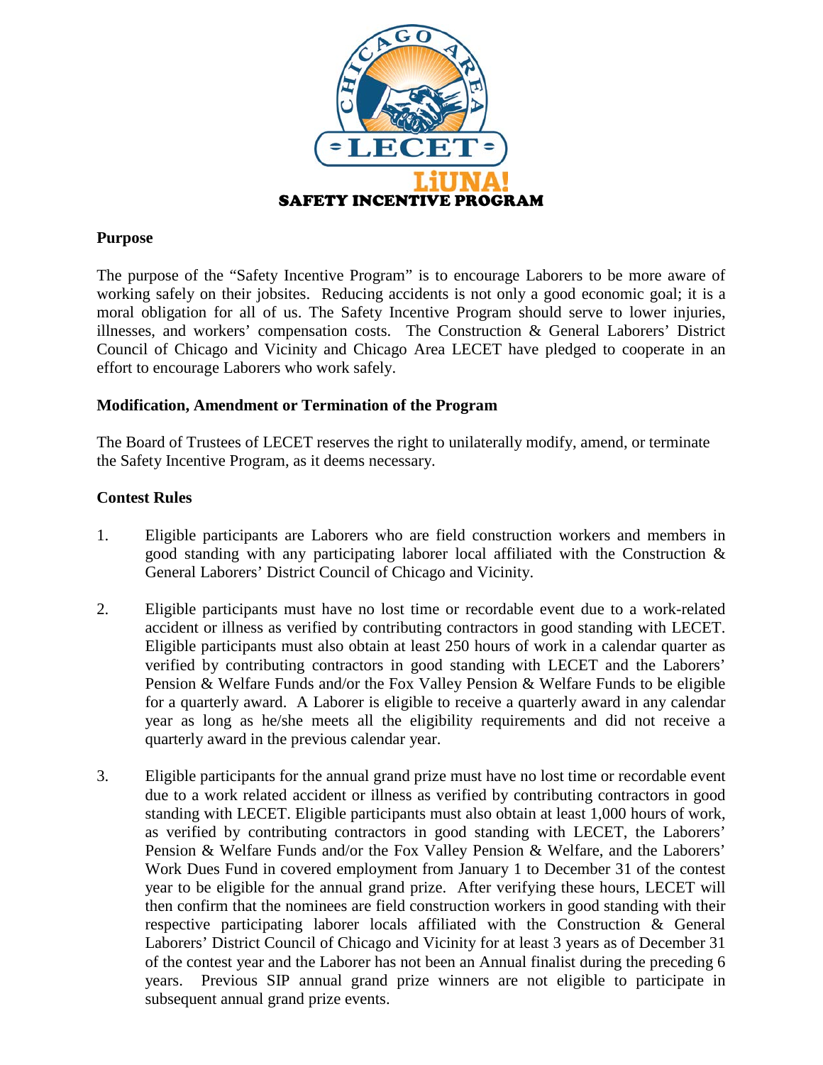CHICAGO AREA LECET LiUNA!

# SAFETY INCENTIVE PROGRAM

## Purpose

The purpose of the "Safety Incentive Program" is to encourage Laborers to be more aware of working safely on their jobsites. Reducing accidents is not only a good economic goal; it is a moral obligation for all of us. The Safety Incentive Program should serve to lower injuries, illnesses, and workers' compensation costs. The Construction & General Laborers' District Council of Chicago and Vicinity and Chicago Area LECET have pledged to cooperate in an effort to encourage Laborers who work safely.

## Modification, Amendment or Termination of the Program

The Board of Trustees of LECET reserves the right to unilaterally modify, amend, or terminate the Safety Incentive Program, as it deems necessary.

## Contest Rules

1. Eligible participants are Laborers who are field construction workers and members in good standing with any participating laborer local affiliated with the Construction & General Laborers' District Council of Chicago and Vicinity.

2. Eligible participants must have no lost time or recordable event due to a work-related accident or illness as verified by contributing contractors in good standing with LECET. Eligible participants must also obtain at least 250 hours of work in a calendar quarter as verified by contributing contractors in good standing with LECET and the Laborers' Pension & Welfare Funds and/or the Fox Valley Pension & Welfare Funds to be eligible for a quarterly award. A Laborer is eligible to receive a quarterly award in any calendar year as long as he/she meets all the eligibility requirements and did not receive a quarterly award in the previous calendar year.

3. Eligible participants for the annual grand prize must have no lost time or recordable event due to a work related accident or illness as verified by contributing contractors in good standing with LECET. Eligible participants must also obtain at least 1,000 hours of work, as verified by contributing contractors in good standing with LECET, the Laborers' Pension & Welfare Funds and/or the Fox Valley Pension & Welfare, and the Laborers' Work Dues Fund in covered employment from January 1 to December 31 of the contest year to be eligible for the annual grand prize. After verifying these hours, LECET will then confirm that the nominees are field construction workers in good standing with their respective participating laborer locals affiliated with the Construction & General Laborers' District Council of Chicago and Vicinity for at least 3 years as of December 31 of the contest year and the Laborer has not been an Annual finalist during the preceding 6 years. Previous SIP annual grand prize winners are not eligible to participate in subsequent annual grand prize events.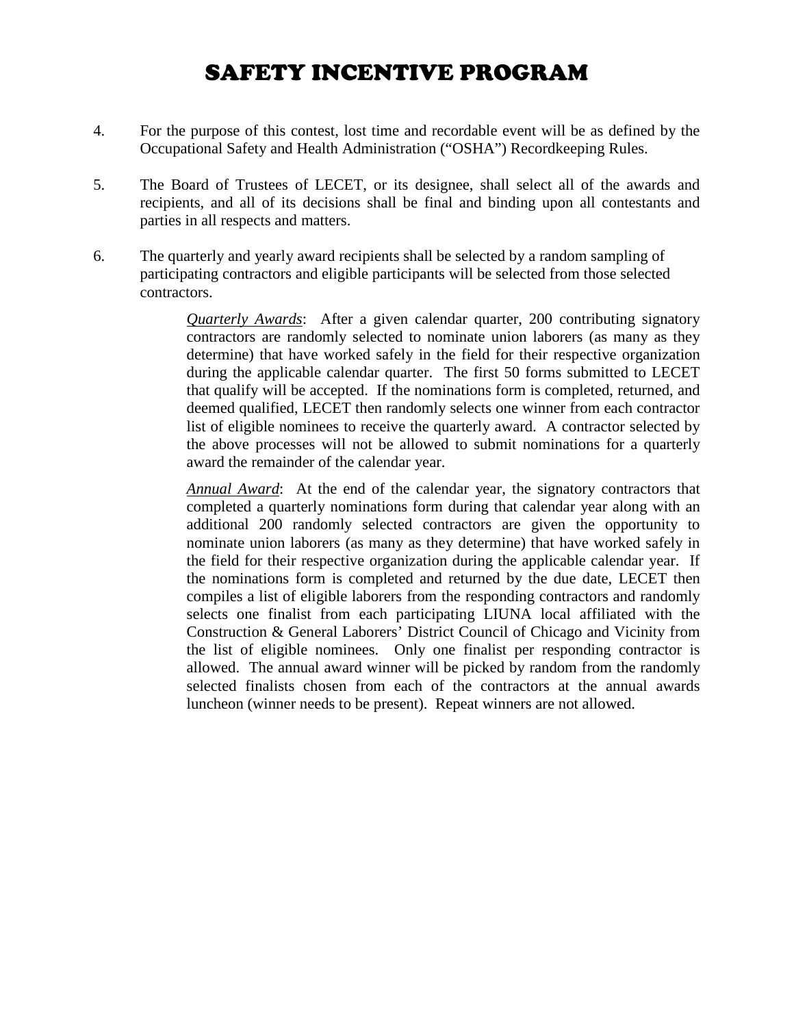# SAFETY INCENTIVE PROGRAM

4. For the purpose of this contest, lost time and recordable event will be as defined by the Occupational Safety and Health Administration ("OSHA") Recordkeeping Rules.

5. The Board of Trustees of LECET, or its designee, shall select all of the awards and recipients, and all of its decisions shall be final and binding upon all contestants and parties in all respects and matters.

6. The quarterly and yearly award recipients shall be selected by a random sampling of participating contractors and eligible participants will be selected from those selected contractors.

   *Quarterly Awards*: After a given calendar quarter, 200 contributing signatory contractors are randomly selected to nominate union laborers (as many as they determine) that have worked safely in the field for their respective organization during the applicable calendar quarter. The first 50 forms submitted to LECET that qualify will be accepted. If the nominations form is completed, returned, and deemed qualified, LECET then randomly selects one winner from each contractor list of eligible nominees to receive the quarterly award. A contractor selected by the above processes will not be allowed to submit nominations for a quarterly award the remainder of the calendar year.

   *Annual Award*: At the end of the calendar year, the signatory contractors that completed a quarterly nominations form during that calendar year along with an additional 200 randomly selected contractors are given the opportunity to nominate union laborers (as many as they determine) that have worked safely in the field for their respective organization during the applicable calendar year. If the nominations form is completed and returned by the due date, LECET then compiles a list of eligible laborers from the responding contractors and randomly selects one finalist from each participating LIUNA local affiliated with the Construction & General Laborers' District Council of Chicago and Vicinity from the list of eligible nominees. Only one finalist per responding contractor is allowed. The annual award winner will be picked by random from the randomly selected finalists chosen from each of the contractors at the annual awards luncheon (winner needs to be present). Repeat winners are not allowed.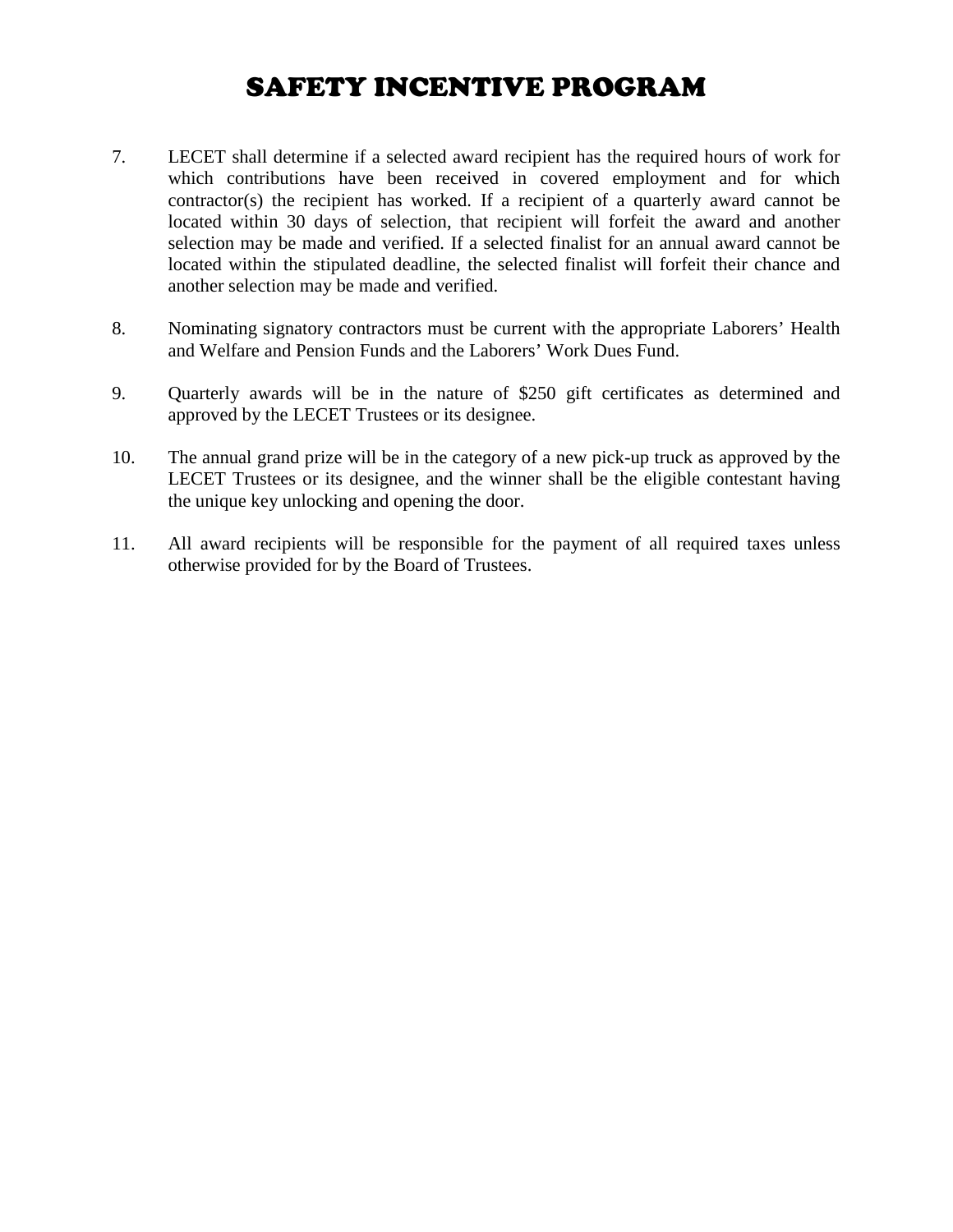# SAFETY INCENTIVE PROGRAM

7. LECET shall determine if a selected award recipient has the required hours of work for which contributions have been received in covered employment and for which contractor(s) the recipient has worked. If a recipient of a quarterly award cannot be located within 30 days of selection, that recipient will forfeit the award and another selection may be made and verified. If a selected finalist for an annual award cannot be located within the stipulated deadline, the selected finalist will forfeit their chance and another selection may be made and verified.

8. Nominating signatory contractors must be current with the appropriate Laborers' Health and Welfare and Pension Funds and the Laborers' Work Dues Fund.

9. Quarterly awards will be in the nature of $250 gift certificates as determined and approved by the LECET Trustees or its designee.

10. The annual grand prize will be in the category of a new pick-up truck as approved by the LECET Trustees or its designee, and the winner shall be the eligible contestant having the unique key unlocking and opening the door.

11. All award recipients will be responsible for the payment of all required taxes unless otherwise provided for by the Board of Trustees.